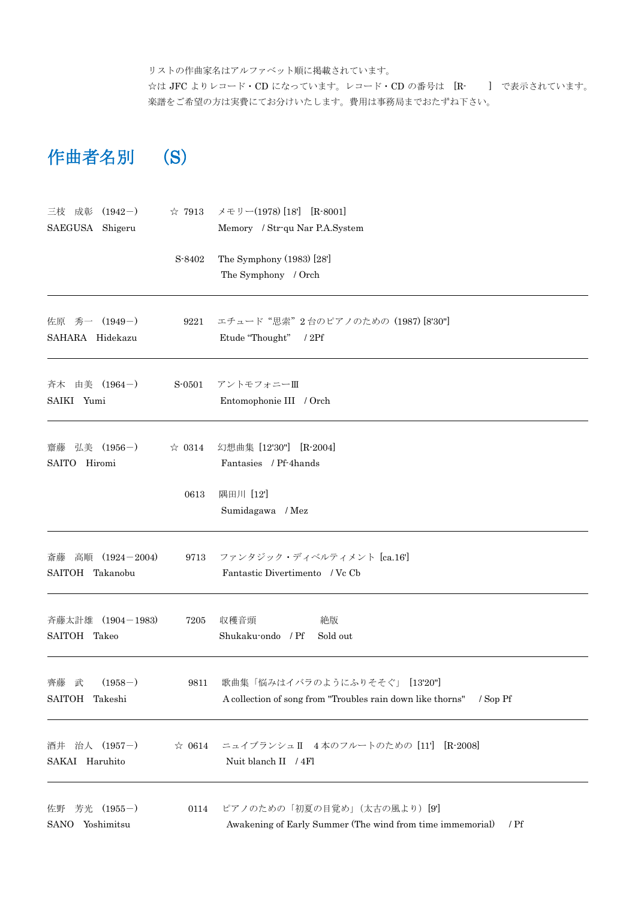リストの作曲家名はアルファベット順に掲載されています。
☆は JFC よりレコード・CD になっています。レコード・CD の番号は ［R-　　］ で表示されています。
楽譜をご希望の方は実費にてお分けいたします。費用は事務局までおたずね下さい。

# 作曲者名別　（S）

| 作曲者 | 番号 | 作品 |
|---|---|---|
| 三枝　成彰 （1942－）<br>SAEGUSA　Shigeru | ☆ 7913 | メモリー(1978) [18'] ［R-8001］<br>Memory　/ Str-qu Nar P.A.System |
| | S-8402 | The Symphony (1983) [28']<br>The Symphony　/ Orch |
| 佐原　秀一 （1949－）<br>SAHARA　Hidekazu | 9221 | エチュード“思索”2 台のピアノのための (1987) [8'30"]<br>Etude “Thought”　/ 2Pf |
| 斉木　由美 （1964－）<br>SAIKI　Yumi | S-0501 | アントモフォニーⅢ<br>Entomophonie III　/ Orch |
| 齋藤　弘美 （1956－）<br>SAITO　Hiromi | ☆ 0314 | 幻想曲集 [12'30"] ［R-2004］<br>Fantasies　/ Pf-4hands |
| | 0613 | 隅田川 [12']<br>Sumidagawa　/ Mez |
| 斎藤　高順 （1924－2004）<br>SAITOH　Takanobu | 9713 | ファンタジック・ディベルティメント [ca.16']<br>Fantastic Divertimento　/ Vc Cb |
| 斉藤太計雄 （1904－1983）<br>SAITOH　Takeo | 7205 | 収穫音頭　　　絶版<br>Shukaku-ondo　/ Pf　Sold out |
| 齊藤　武　（1958－）<br>SAITOH　Takeshi | 9811 | 歌曲集「悩みはイバラのようにふりそそぐ」 [13'20"]<br>A collection of song from "Troubles rain down like thorns"　/ Sop Pf |
| 酒井　治人 （1957－）<br>SAKAI　Haruhito | ☆ 0614 | ニュイブランシュⅡ　4 本のフルートのための [11'] ［R-2008］<br>Nuit blanch II　/ 4Fl |
| 佐野　芳光 （1955－）<br>SANO　Yoshimitsu | 0114 | ピアノのための「初夏の目覚め」(太古の風より) [9']<br>Awakening of Early Summer (The wind from time immemorial)　/ Pf |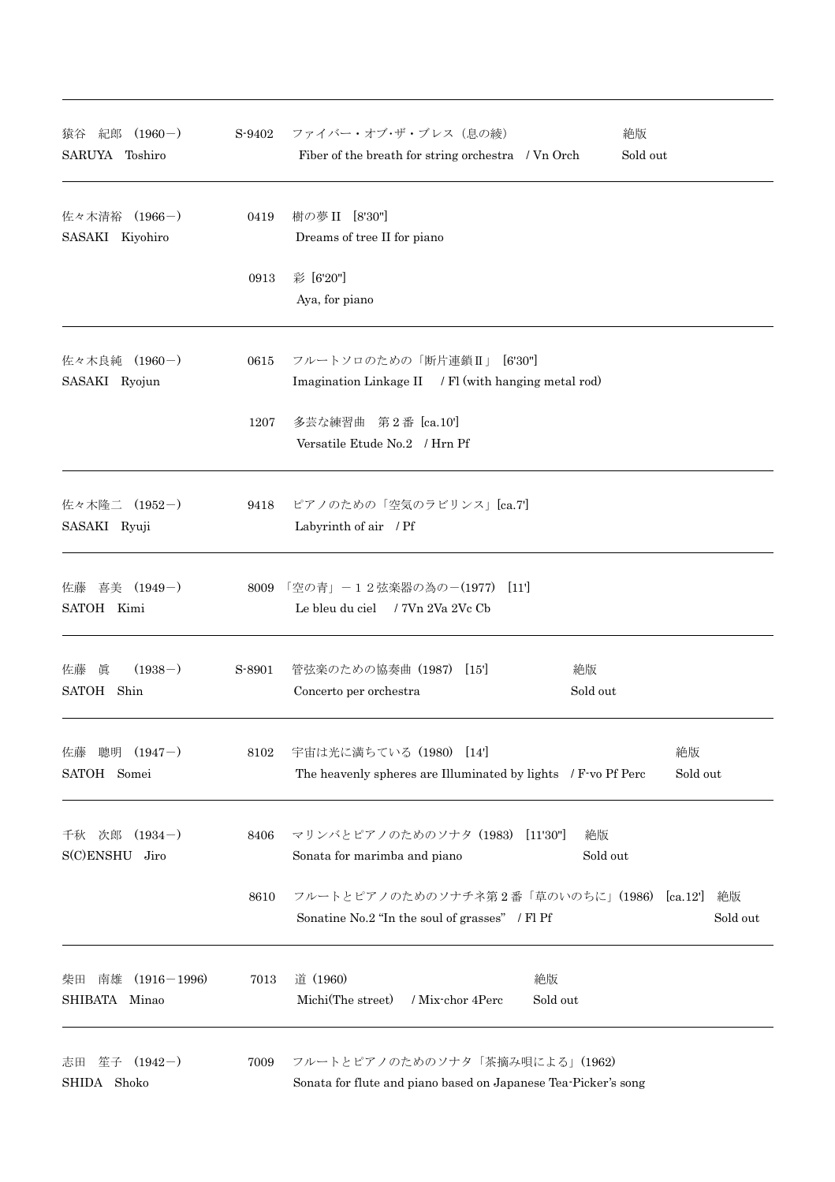| Composer | No. | Title | Status |
|---|---|---|---|
| 猿谷　紀郎　(1960－)<br>SARUYA　Toshiro | S-9402 | ファイバー・オブ・ザ・ブレス（息の綾）<br>Fiber of the breath for string orchestra　/ Vn Orch | 絶版<br>Sold out |
| 佐々木清裕　(1966－)<br>SASAKI　Kiyohiro | 0419 | 樹の夢 II　[8'30"]<br>Dreams of tree II for piano | |
| | 0913 | 彩 [6'20"]<br>Aya, for piano | |
| 佐々木良純　(1960－)<br>SASAKI　Ryojun | 0615 | フルートソロのための「断片連鎖Ⅱ」 [6'30"]<br>Imagination Linkage II　/ Fl (with hanging metal rod) | |
| | 1207 | 多芸な練習曲　第２番 [ca.10']<br>Versatile Etude No.2　/ Hrn Pf | |
| 佐々木隆二　(1952－)<br>SASAKI　Ryuji | 9418 | ピアノのための「空気のラビリンス」[ca.7']<br>Labyrinth of air　/ Pf | |
| 佐藤　喜美　(1949－)<br>SATOH　Kimi | 8009 | 「空の青」－１２弦楽器の為の－(1977)　[11']<br>Le bleu du ciel　/ 7Vn 2Va 2Vc Cb | |
| 佐藤　眞　(1938－)<br>SATOH　Shin | S-8901 | 管弦楽のための協奏曲（1987)　[15']<br>Concerto per orchestra | 絶版<br>Sold out |
| 佐藤　聰明　(1947－)<br>SATOH　Somei | 8102 | 宇宙は光に満ちている（1980)　[14']<br>The heavenly spheres are Illuminated by lights　/ F-vo Pf Perc | 絶版<br>Sold out |
| 千秋　次郎　(1934－)<br>S(C)ENSHU　Jiro | 8406 | マリンバとピアノのためのソナタ（1983)　[11'30"]<br>Sonata for marimba and piano | 絶版<br>Sold out |
| | 8610 | フルートとピアノのためのソナチネ第２番「草のいのちに」(1986)　[ca.12']<br>Sonatine No.2 "In the soul of grasses"　/ Fl Pf | 絶版<br>Sold out |
| 柴田　南雄　(1916－1996)<br>SHIBATA　Minao | 7013 | 道（1960)<br>Michi(The street)　/ Mix-chor 4Perc | 絶版<br>Sold out |
| 志田　笙子　(1942－)<br>SHIDA　Shoko | 7009 | フルートとピアノのためのソナタ「茶摘み唄による」(1962)<br>Sonata for flute and piano based on Japanese Tea-Picker's song | |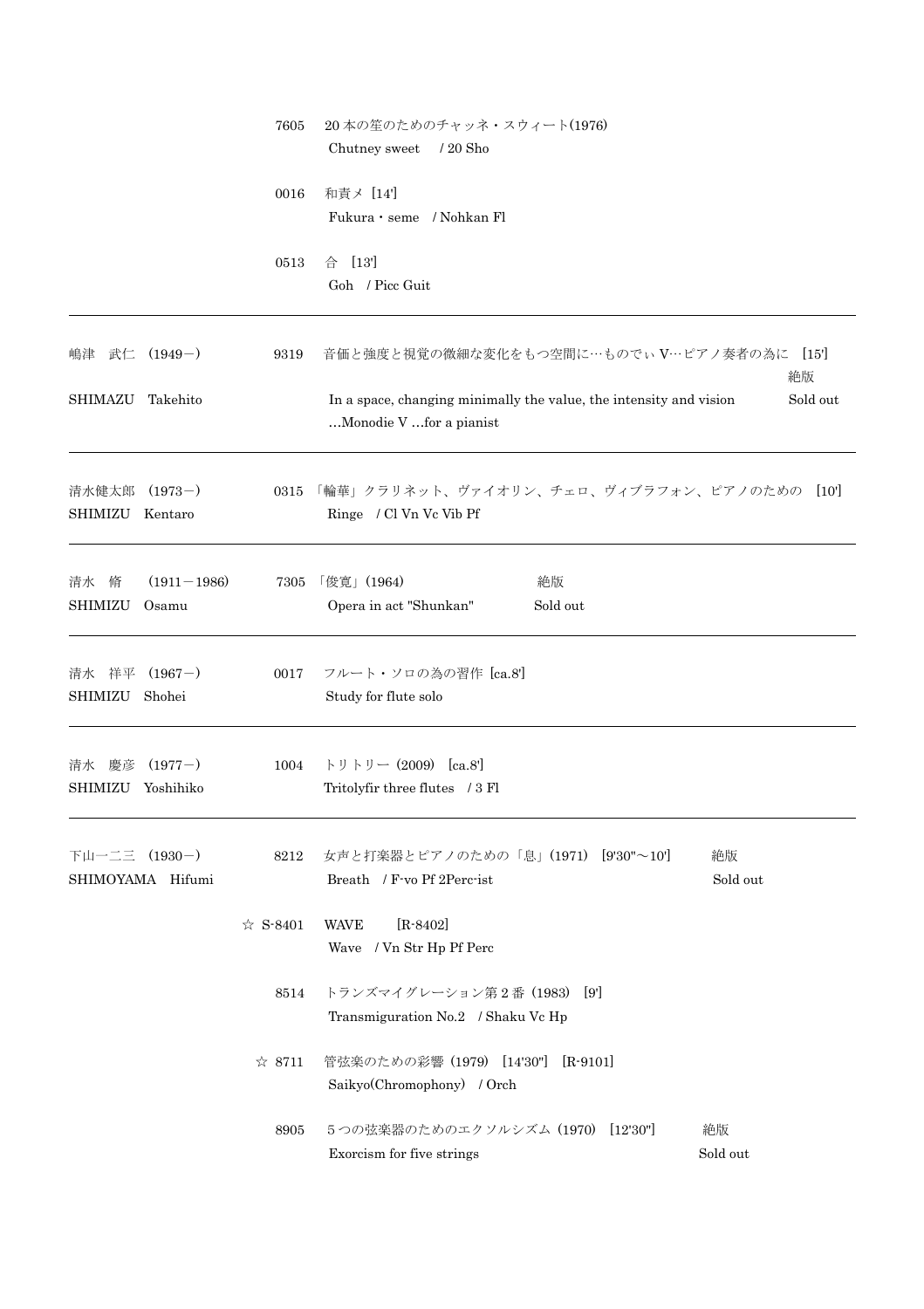| | | | |
|---|---|---|---|
| | 7605 | 20 本の笙のためのチャッネ・スウィート(1976)<br>Chutney sweet　/ 20 Sho | |
| | 0016 | 和責メ [14']<br>Fukura・seme　/ Nohkan Fl | |
| | 0513 | 合　[13']<br>Goh　/ Picc Guit | |
| 嶋津　武仁　(1949－)<br>SHIMAZU　Takehito | 9319 | 音価と強度と視覚の微細な変化をもつ空間に…ものでぃ V…ピアノ奏者の為に　[15']<br>In a space, changing minimally the value, the intensity and vision …Monodie V …for a pianist | 絶版<br>Sold out |
| 清水健太郎　(1973－)<br>SHIMIZU　Kentaro | 0315 | 「輪華」クラリネット、ヴァイオリン、チェロ、ヴィブラフォン、ピアノのための　[10']<br>Ringe　/ Cl Vn Vc Vib Pf | |
| 清水　脩　(1911－1986)<br>SHIMIZU　Osamu | 7305 | 「俊寛」(1964)<br>Opera in act "Shunkan" | 絶版<br>Sold out |
| 清水　祥平　(1967－)<br>SHIMIZU　Shohei | 0017 | フルート・ソロの為の習作 [ca.8']<br>Study for flute solo | |
| 清水　慶彦　(1977－)<br>SHIMIZU　Yoshihiko | 1004 | トリトリー (2009)　[ca.8']<br>Tritolyfir three flutes　/ 3 Fl | |
| 下山一二三　(1930－)<br>SHIMOYAMA　Hifumi | 8212 | 女声と打楽器とピアノのための「息」(1971)　[9'30"～10']<br>Breath　/ F-vo Pf 2Perc-ist | 絶版<br>Sold out |
| | ☆ S-8401 | WAVE　[R-8402]<br>Wave　/ Vn Str Hp Pf Perc | |
| | 8514 | トランズマイグレーション第 2 番 (1983)　[9']<br>Transmiguration No.2　/ Shaku Vc Hp | |
| | ☆ 8711 | 管弦楽のための彩響 (1979)　[14'30"]　[R-9101]<br>Saikyo(Chromophony)　/ Orch | |
| | 8905 | 5 つの弦楽器のためのエクソルシズム (1970)　[12'30"]<br>Exorcism for five strings | 絶版<br>Sold out |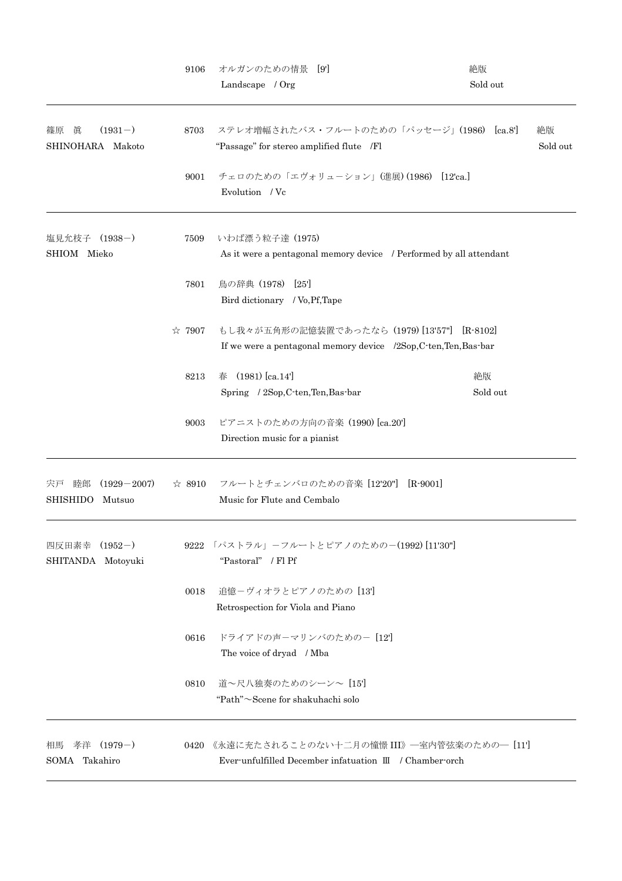| Composer | No. | Title | Status |
|---|---|---|---|
| | 9106 | オルガンのための情景 [9']<br>Landscape / Org | 絶版<br>Sold out |
| 篠原 眞 (1931－)<br>SHINOHARA Makoto | 8703 | ステレオ増幅されたバス・フルートのための「パッセージ」(1986) [ca.8']<br>"Passage" for stereo amplified flute /Fl | 絶版<br>Sold out |
| | 9001 | チェロのための「エヴォリューション」(進展) (1986) [12'ca.]<br>Evolution / Vc | |
| 塩見允枝子 (1938－)<br>SHIOM Mieko | 7509 | いわば漂う粒子達 (1975)<br>As it were a pentagonal memory device / Performed by all attendant | |
| | 7801 | 鳥の辞典 (1978) [25']<br>Bird dictionary / Vo,Pf,Tape | |
| | ☆ 7907 | もし我々が五角形の記憶装置であったなら (1979) [13'57"] [R-8102]<br>If we were a pentagonal memory device /2Sop,C-ten,Ten,Bas-bar | |
| | 8213 | 春 (1981) [ca.14']<br>Spring / 2Sop,C-ten,Ten,Bas-bar | 絶版<br>Sold out |
| | 9003 | ピアニストのための方向の音楽 (1990) [ca.20']<br>Direction music for a pianist | |
| 宍戸 睦郎 (1929－2007)<br>SHISHIDO Mutsuo | ☆ 8910 | フルートとチェンバロのための音楽 [12'20"] [R-9001]<br>Music for Flute and Cembalo | |
| 四反田素幸 (1952－)<br>SHITANDA Motoyuki | 9222 | 「パストラル」－フルートとピアノのための－(1992) [11'30"]<br>"Pastoral" / Fl Pf | |
| | 0018 | 追憶－ヴィオラとピアノのための [13']<br>Retrospection for Viola and Piano | |
| | 0616 | ドライアドの声－マリンバのための－ [12']<br>The voice of dryad / Mba | |
| | 0810 | 道～尺八独奏のためのシーン～ [15']<br>"Path"～Scene for shakuhachi solo | |
| 相馬 孝洋 (1979－)<br>SOMA Takahiro | 0420 | 《永遠に充たされることのない十二月の憧憬 III》―室内管弦楽のための― [11']<br>Ever-unfulfilled December infatuation Ⅲ / Chamber-orch | |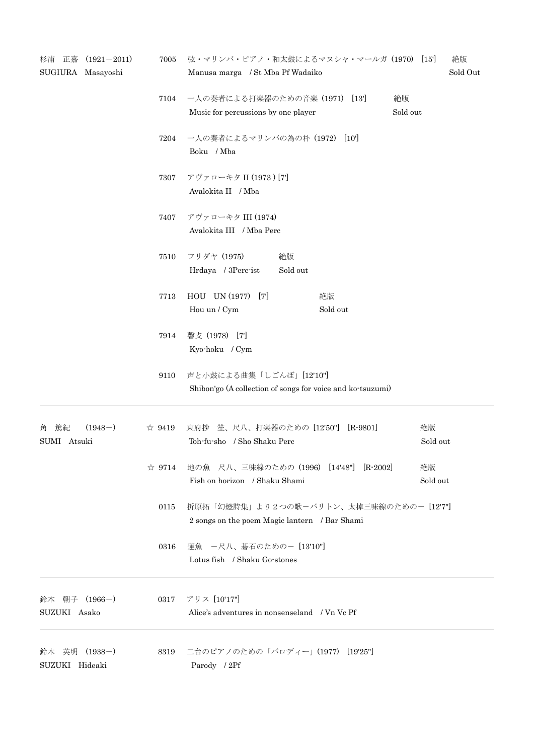| Composer | No. | Title | Status |
| --- | --- | --- | --- |
| 杉浦　正嘉　(1921－2011)<br>SUGIURA　Masayoshi | 7005 | 弦・マリンバ・ピアノ・和太鼓によるマヌシャ・マールガ (1970)　[15']<br>Manusa marga　/ St Mba Pf Wadaiko | 絶版<br>Sold Out |
| | 7104 | 一人の奏者による打楽器のための音楽 (1971)　[13']<br>Music for percussions by one player | 絶版<br>Sold out |
| | 7204 | 一人の奏者によるマリンバの為の朴 (1972)　[10']<br>Boku　/ Mba | |
| | 7307 | アヴァローキタ II (1973) [7']<br>Avalokita II　/ Mba | |
| | 7407 | アヴァローキタ III (1974)<br>Avalokita III　/ Mba Perc | |
| | 7510 | フリダヤ (1975)<br>Hrdaya　/ 3Perc-ist | 絶版<br>Sold out |
| | 7713 | HOU　UN (1977)　[7']<br>Hou un / Cym | 絶版<br>Sold out |
| | 7914 | 磬支 (1978)　[7']<br>Kyo-hoku　/ Cym | |
| | 9110 | 声と小鼓による曲集「しごんぼ」[12'10"]<br>Shibon'go (A collection of songs for voice and ko-tsuzumi) | |
| 角　篤紀　(1948－)<br>SUMI　Atsuki | ☆ 9419 | 東府抄　笙、尺八、打楽器のための [12'50"]　[R-9801]<br>Toh-fu-sho　/ Sho Shaku Perc | 絶版<br>Sold out |
| | ☆ 9714 | 地の魚　尺八、三味線のための (1996)　[14'48"]　[R-2002]<br>Fish on horizon　/ Shaku Shami | 絶版<br>Sold out |
| | 0115 | 折原拓「幻燈詩集」より 2 つの歌－バリトン、太棹三味線のための－ [12'7"]<br>2 songs on the poem Magic lantern　/ Bar Shami | |
| | 0316 | 蓮魚　－尺八、碁石のための－ [13'10"]<br>Lotus fish　/ Shaku Go-stones | |
| 鈴木　朝子　(1966－)<br>SUZUKI　Asako | 0317 | アリス [10'17"]<br>Alice's adventures in nonsenseland　/ Vn Vc Pf | |
| 鈴木　英明　(1938－)<br>SUZUKI　Hideaki | 8319 | 二台のピアノのための「パロディー」(1977)　[19'25"]<br>Parody　/ 2Pf | |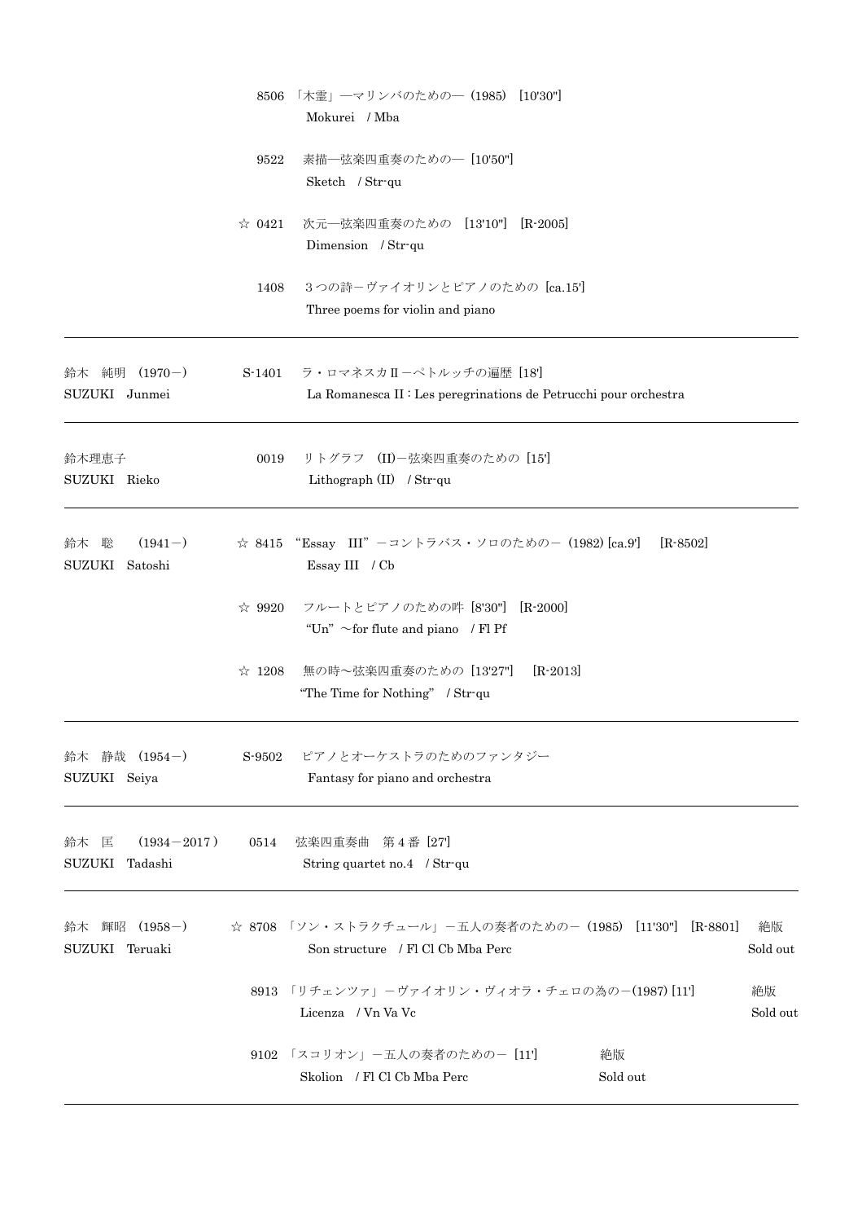| | | |
|---|---|---|
| | 8506 | 「木霊」—マリンバのための—（1985）［10'30"］<br>Mokurei / Mba |
| | 9522 | 素描—弦楽四重奏のための—［10'50"］<br>Sketch / Str-qu |
| | ☆ 0421 | 次元—弦楽四重奏のための ［13'10"］［R-2005］<br>Dimension / Str-qu |
| | 1408 | ３つの詩－ヴァイオリンとピアノのための［ca.15'］<br>Three poems for violin and piano |
| 鈴木 純明 （1970－）<br>SUZUKI Junmei | S-1401 | ラ・ロマネスカⅡ－ペトルッチの遍歴［18'］<br>La Romanesca II : Les peregrinations de Petrucchi pour orchestra |
| 鈴木理恵子<br>SUZUKI Rieko | 0019 | リトグラフ （II）－弦楽四重奏のための［15'］<br>Lithograph (II) / Str-qu |
| 鈴木 聡 （1941－）<br>SUZUKI Satoshi | ☆ 8415 | "Essay III"－コントラバス・ソロのための－（1982）[ca.9'] ［R-8502］<br>Essay III / Cb |
| | ☆ 9920 | フルートとピアノのための吽［8'30"］［R-2000］<br>"Un" ～for flute and piano / Fl Pf |
| | ☆ 1208 | 無の時～弦楽四重奏のための［13'27"］ ［R-2013］<br>"The Time for Nothing" / Str-qu |
| 鈴木 静哉 （1954－）<br>SUZUKI Seiya | S-9502 | ピアノとオーケストラのためのファンタジー<br>Fantasy for piano and orchestra |
| 鈴木 匡 （1934－2017）<br>SUZUKI Tadashi | 0514 | 弦楽四重奏曲 第４番［27'］<br>String quartet no.4 / Str-qu |
| 鈴木 輝昭 （1958－）<br>SUZUKI Teruaki | ☆ 8708 | 「ソン・ストラクチュール」－五人の奏者のための－（1985）［11'30"］［R-8801］ 絶版<br>Son structure / Fl Cl Cb Mba Perc Sold out |
| | 8913 | 「リチェンツァ」－ヴァイオリン・ヴィオラ・チェロの為の－(1987) [11'] 絶版<br>Licenza / Vn Va Vc Sold out |
| | 9102 | 「スコリオン」－五人の奏者のための－［11'］ 絶版<br>Skolion / Fl Cl Cb Mba Perc Sold out |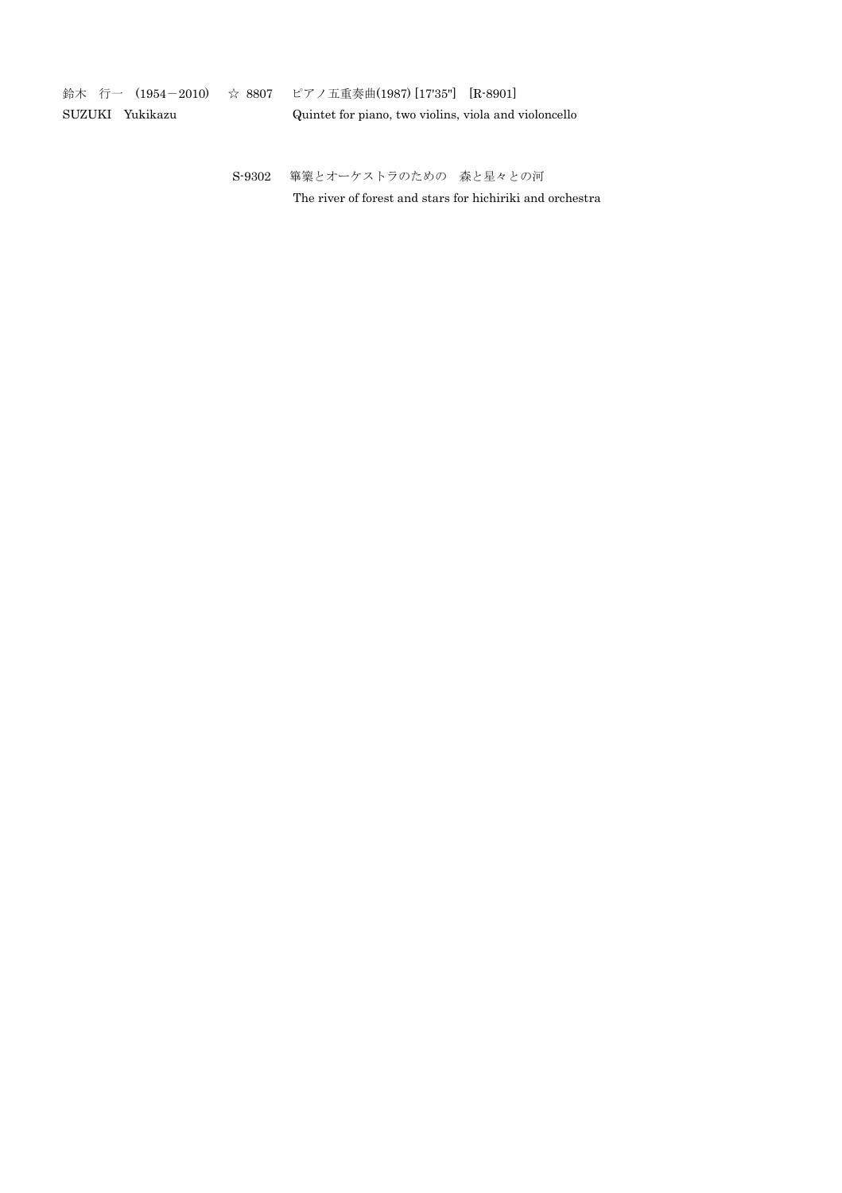鈴木　行一 （1954－2010）　☆ 8807　ピアノ五重奏曲(1987) [17'35"]　[R-8901]
SUZUKI　Yukikazu　Quintet for piano, two violins, viola and violoncello

S-9302　篳篥とオーケストラのための　森と星々との河
The river of forest and stars for hichiriki and orchestra